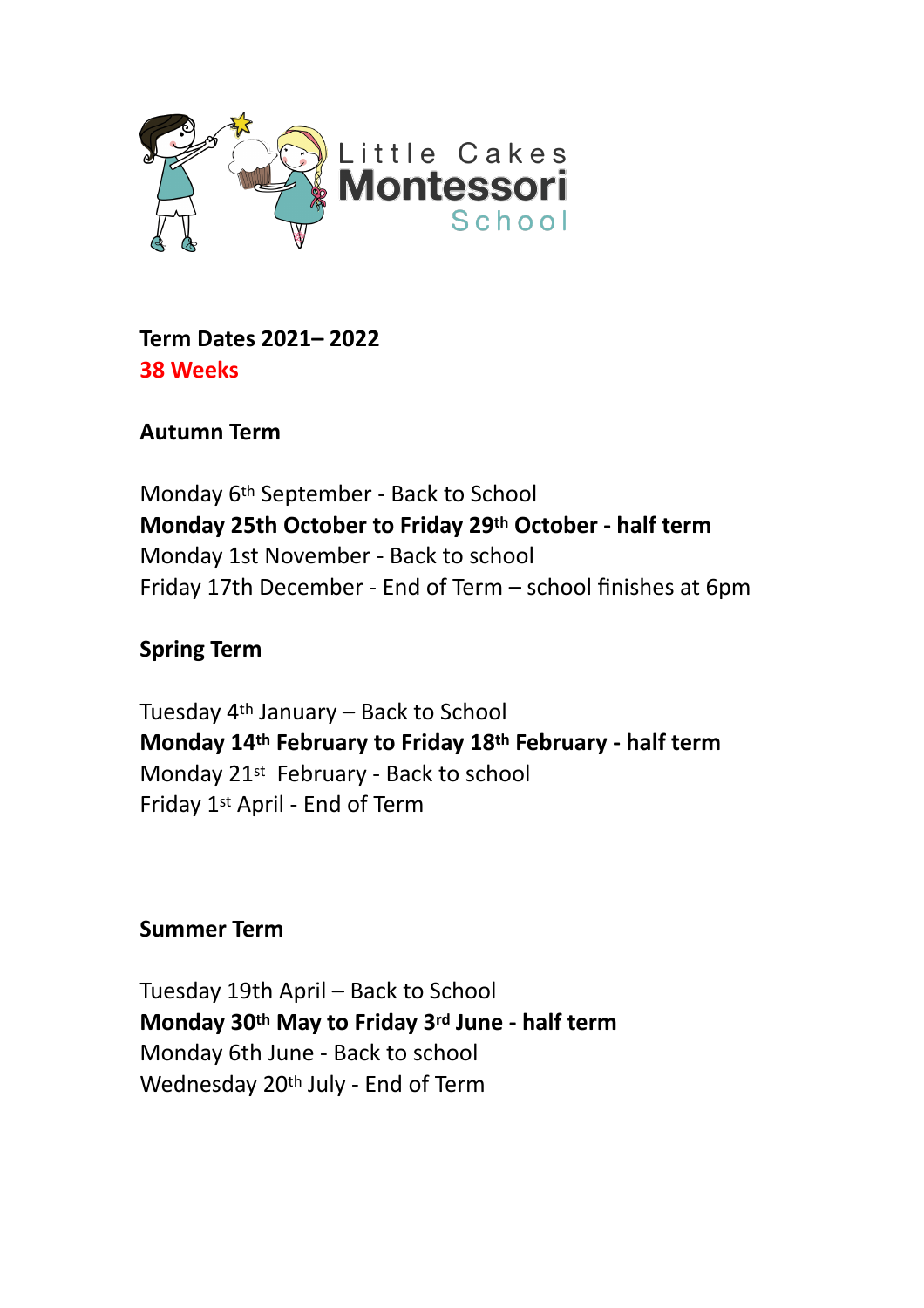Little Cakes **Montessori** School

**Term Dates 2021– 2022**
**38 Weeks**

**Autumn Term**

Monday 6th September - Back to School
**Monday 25th October to Friday 29th October - half term**
Monday 1st November - Back to school
Friday 17th December - End of Term – school finishes at 6pm

**Spring Term**

Tuesday 4th January – Back to School
**Monday 14th February to Friday 18th February - half term**
Monday 21st February - Back to school
Friday 1st April - End of Term

**Summer Term**

Tuesday 19th April – Back to School
**Monday 30th May to Friday 3rd June - half term**
Monday 6th June - Back to school
Wednesday 20th July - End of Term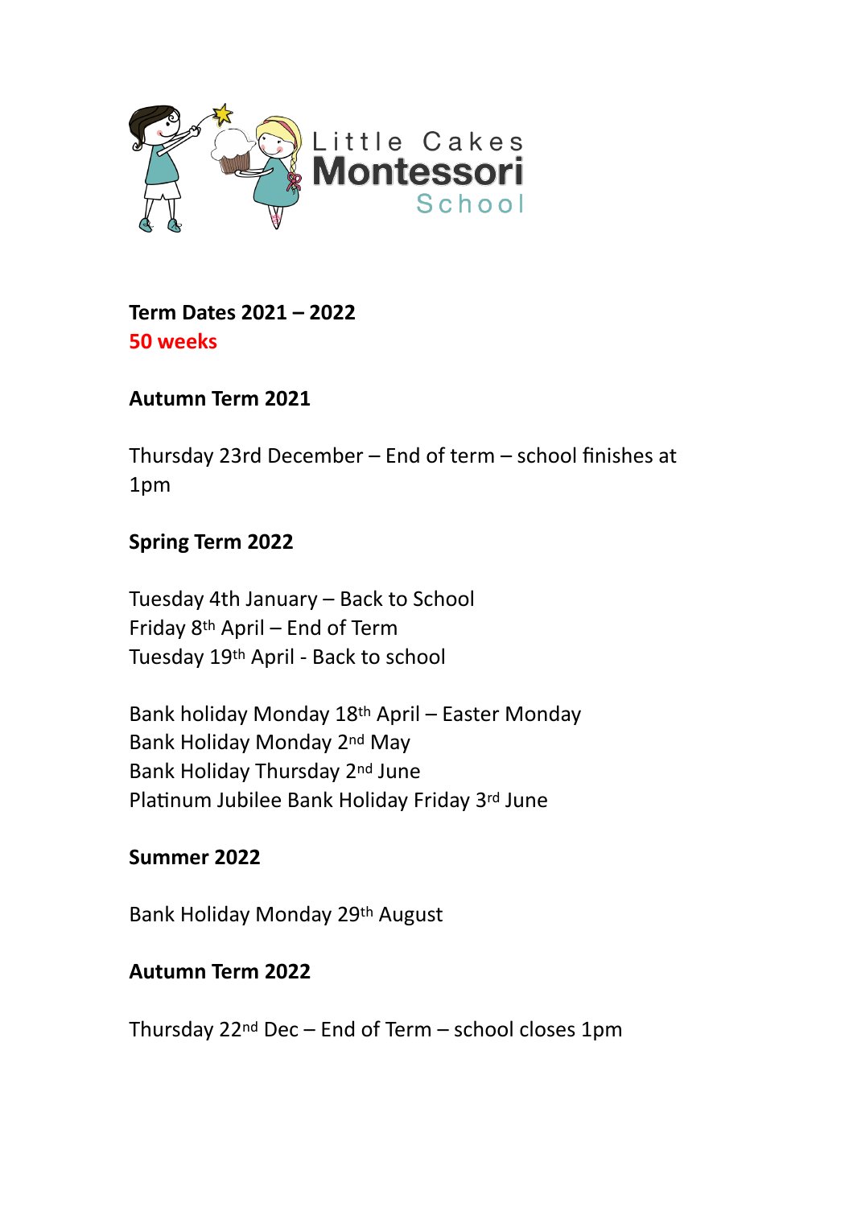Little Cakes Montessori School

**Term Dates 2021 – 2022**
**50 weeks**

**Autumn Term 2021**

Thursday 23rd December – End of term – school finishes at 1pm

**Spring Term 2022**

Tuesday 4th January – Back to School
Friday 8th April – End of Term
Tuesday 19th April - Back to school

Bank holiday Monday 18th April – Easter Monday
Bank Holiday Monday 2nd May
Bank Holiday Thursday 2nd June
Platinum Jubilee Bank Holiday Friday 3rd June

**Summer 2022**

Bank Holiday Monday 29th August

**Autumn Term 2022**

Thursday 22nd Dec – End of Term – school closes 1pm